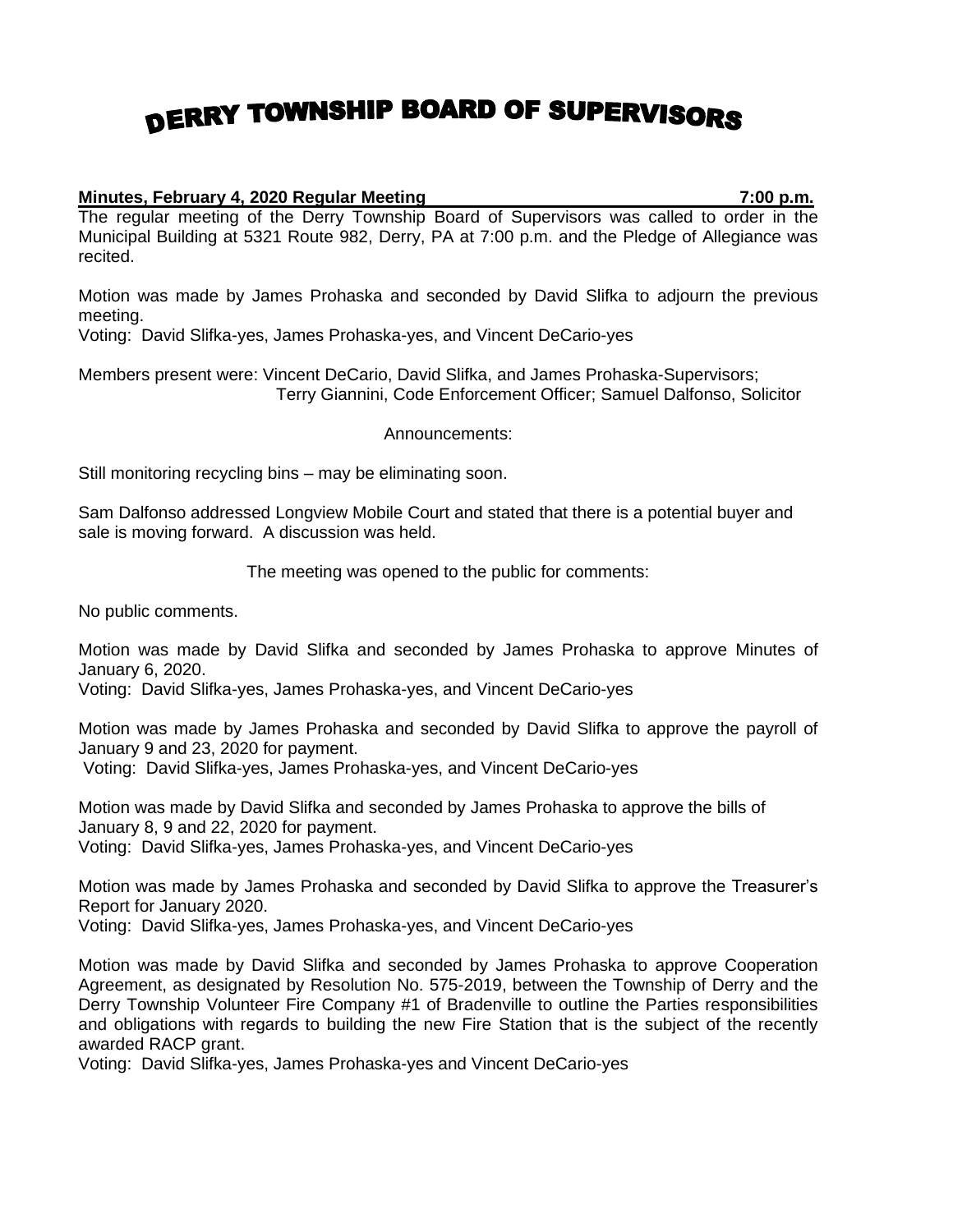# DERRY TOWNSHIP BOARD OF SUPERVISORS

**Minutes, February 4, 2020 Regular Meeting 7:00 p.m.**

The regular meeting of the Derry Township Board of Supervisors was called to order in the Municipal Building at 5321 Route 982, Derry, PA at 7:00 p.m. and the Pledge of Allegiance was recited.

Motion was made by James Prohaska and seconded by David Slifka to adjourn the previous meeting.
Voting: David Slifka-yes, James Prohaska-yes, and Vincent DeCario-yes

Members present were: Vincent DeCario, David Slifka, and James Prohaska-Supervisors; Terry Giannini, Code Enforcement Officer; Samuel Dalfonso, Solicitor

Announcements:

Still monitoring recycling bins – may be eliminating soon.

Sam Dalfonso addressed Longview Mobile Court and stated that there is a potential buyer and sale is moving forward. A discussion was held.

The meeting was opened to the public for comments:

No public comments.

Motion was made by David Slifka and seconded by James Prohaska to approve Minutes of January 6, 2020.
Voting: David Slifka-yes, James Prohaska-yes, and Vincent DeCario-yes

Motion was made by James Prohaska and seconded by David Slifka to approve the payroll of January 9 and 23, 2020 for payment.
Voting: David Slifka-yes, James Prohaska-yes, and Vincent DeCario-yes

Motion was made by David Slifka and seconded by James Prohaska to approve the bills of January 8, 9 and 22, 2020 for payment.
Voting: David Slifka-yes, James Prohaska-yes, and Vincent DeCario-yes

Motion was made by James Prohaska and seconded by David Slifka to approve the Treasurer's Report for January 2020.
Voting: David Slifka-yes, James Prohaska-yes, and Vincent DeCario-yes

Motion was made by David Slifka and seconded by James Prohaska to approve Cooperation Agreement, as designated by Resolution No. 575-2019, between the Township of Derry and the Derry Township Volunteer Fire Company #1 of Bradenville to outline the Parties responsibilities and obligations with regards to building the new Fire Station that is the subject of the recently awarded RACP grant.
Voting: David Slifka-yes, James Prohaska-yes and Vincent DeCario-yes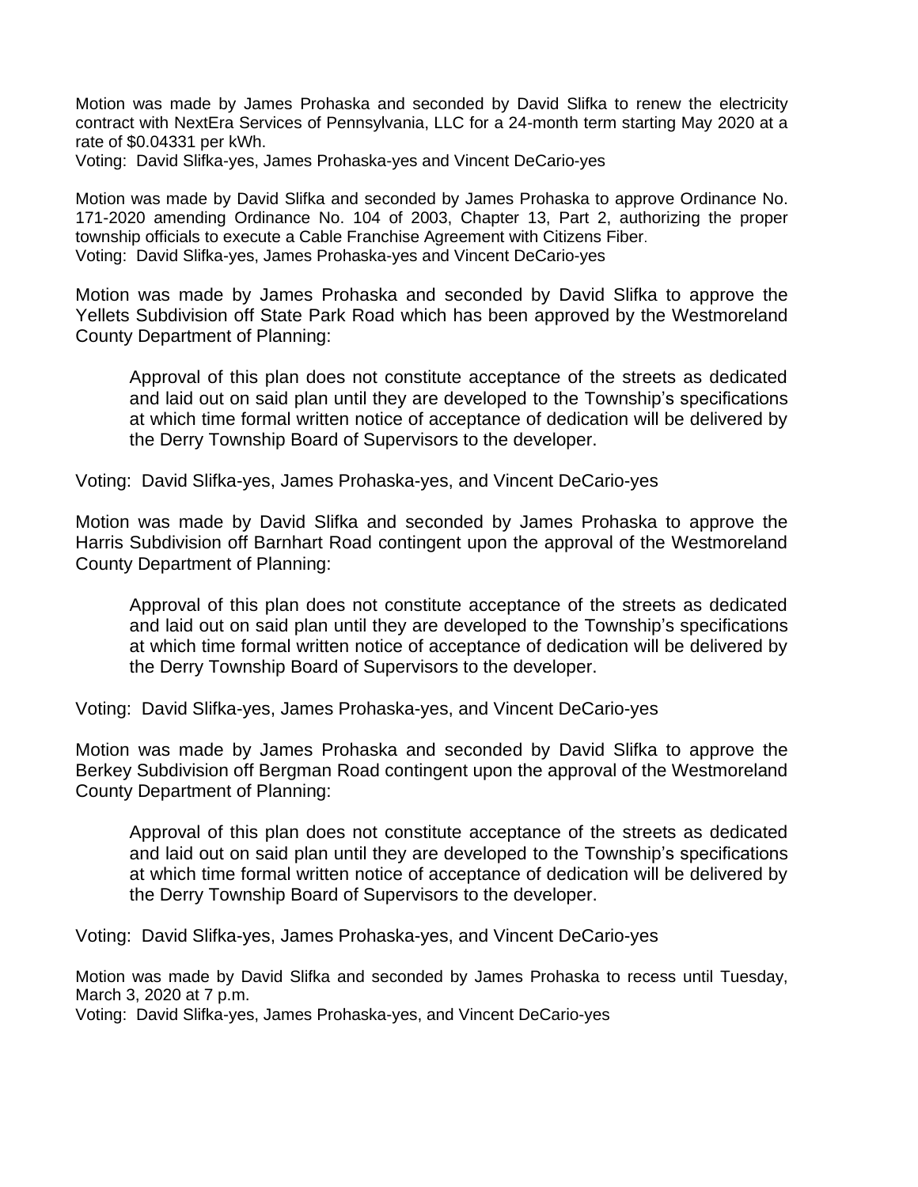Motion was made by James Prohaska and seconded by David Slifka to renew the electricity contract with NextEra Services of Pennsylvania, LLC for a 24-month term starting May 2020 at a rate of $0.04331 per kWh.
Voting: David Slifka-yes, James Prohaska-yes and Vincent DeCario-yes

Motion was made by David Slifka and seconded by James Prohaska to approve Ordinance No. 171-2020 amending Ordinance No. 104 of 2003, Chapter 13, Part 2, authorizing the proper township officials to execute a Cable Franchise Agreement with Citizens Fiber.
Voting: David Slifka-yes, James Prohaska-yes and Vincent DeCario-yes

Motion was made by James Prohaska and seconded by David Slifka to approve the Yellets Subdivision off State Park Road which has been approved by the Westmoreland County Department of Planning:

> Approval of this plan does not constitute acceptance of the streets as dedicated and laid out on said plan until they are developed to the Township's specifications at which time formal written notice of acceptance of dedication will be delivered by the Derry Township Board of Supervisors to the developer.

Voting: David Slifka-yes, James Prohaska-yes, and Vincent DeCario-yes

Motion was made by David Slifka and seconded by James Prohaska to approve the Harris Subdivision off Barnhart Road contingent upon the approval of the Westmoreland County Department of Planning:

> Approval of this plan does not constitute acceptance of the streets as dedicated and laid out on said plan until they are developed to the Township's specifications at which time formal written notice of acceptance of dedication will be delivered by the Derry Township Board of Supervisors to the developer.

Voting: David Slifka-yes, James Prohaska-yes, and Vincent DeCario-yes

Motion was made by James Prohaska and seconded by David Slifka to approve the Berkey Subdivision off Bergman Road contingent upon the approval of the Westmoreland County Department of Planning:

> Approval of this plan does not constitute acceptance of the streets as dedicated and laid out on said plan until they are developed to the Township's specifications at which time formal written notice of acceptance of dedication will be delivered by the Derry Township Board of Supervisors to the developer.

Voting: David Slifka-yes, James Prohaska-yes, and Vincent DeCario-yes

Motion was made by David Slifka and seconded by James Prohaska to recess until Tuesday, March 3, 2020 at 7 p.m.
Voting: David Slifka-yes, James Prohaska-yes, and Vincent DeCario-yes